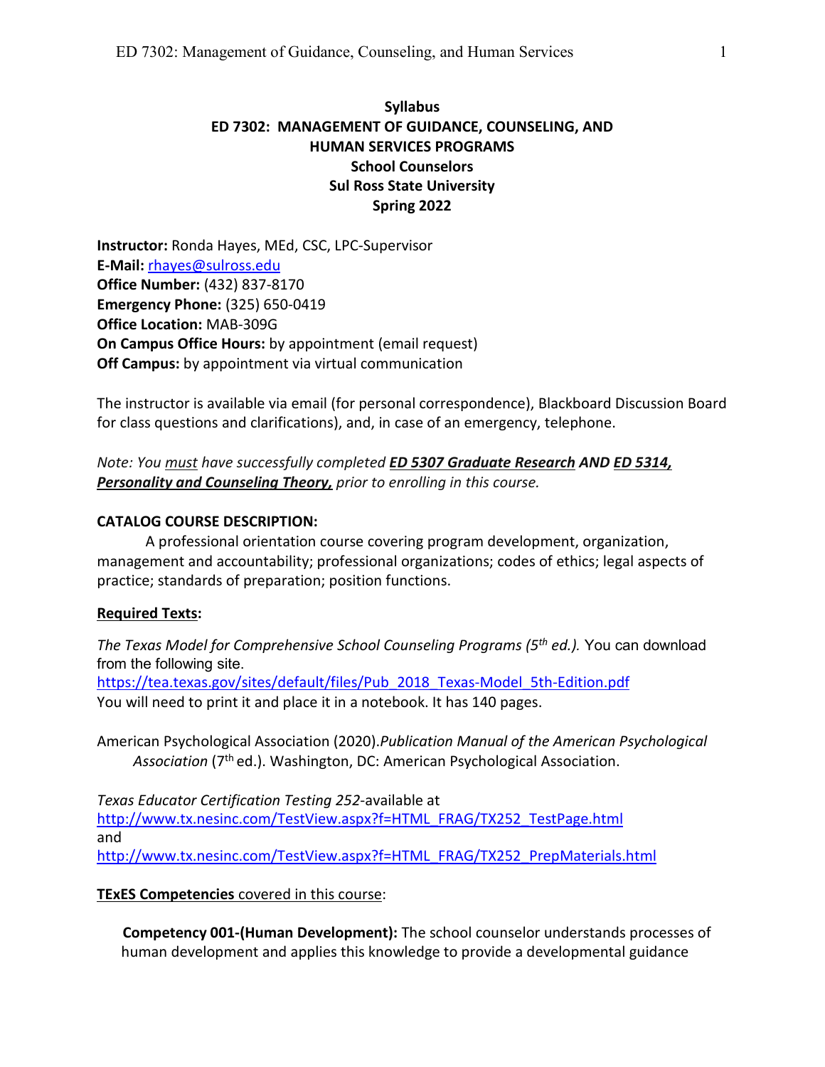**Syllabus**
**ED 7302: MANAGEMENT OF GUIDANCE, COUNSELING, AND HUMAN SERVICES PROGRAMS**
**School Counselors**
**Sul Ross State University**
**Spring 2022**

**Instructor:** Ronda Hayes, MEd, CSC, LPC-Supervisor
**E-Mail:** rhayes@sulross.edu
**Office Number:** (432) 837-8170
**Emergency Phone:** (325) 650-0419
**Office Location:** MAB-309G
**On Campus Office Hours:** by appointment (email request)
**Off Campus:** by appointment via virtual communication

The instructor is available via email (for personal correspondence), Blackboard Discussion Board for class questions and clarifications), and, in case of an emergency, telephone.

*Note: You must have successfully completed **ED 5307 Graduate Research** AND **ED 5314, Personality and Counseling Theory,** prior to enrolling in this course.*

**CATALOG COURSE DESCRIPTION:**

A professional orientation course covering program development, organization, management and accountability; professional organizations; codes of ethics; legal aspects of practice; standards of preparation; position functions.

**Required Texts:**

*The Texas Model for Comprehensive School Counseling Programs (5th ed.).* You can download from the following site.
https://tea.texas.gov/sites/default/files/Pub_2018_Texas-Model_5th-Edition.pdf
You will need to print it and place it in a notebook. It has 140 pages.

American Psychological Association (2020).*Publication Manual of the American Psychological Association* (7th ed.). Washington, DC: American Psychological Association.

*Texas Educator Certification Testing 252*-available at
http://www.tx.nesinc.com/TestView.aspx?f=HTML_FRAG/TX252_TestPage.html
and
http://www.tx.nesinc.com/TestView.aspx?f=HTML_FRAG/TX252_PrepMaterials.html

**TExES Competencies** covered in this course:

**Competency 001-(Human Development):** The school counselor understands processes of human development and applies this knowledge to provide a developmental guidance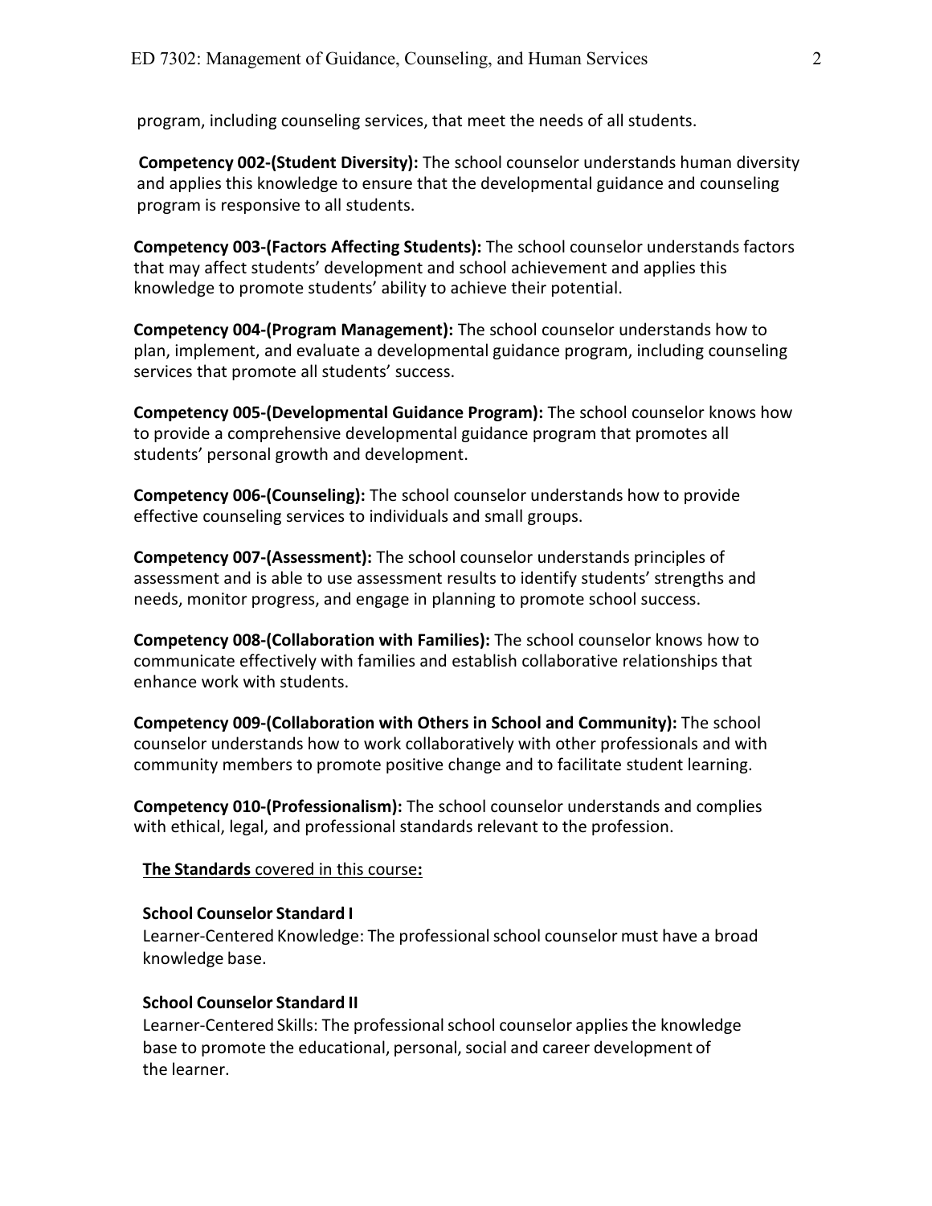program, including counseling services, that meet the needs of all students.

**Competency 002-(Student Diversity):** The school counselor understands human diversity and applies this knowledge to ensure that the developmental guidance and counseling program is responsive to all students.

**Competency 003-(Factors Affecting Students):** The school counselor understands factors that may affect students' development and school achievement and applies this knowledge to promote students' ability to achieve their potential.

**Competency 004-(Program Management):** The school counselor understands how to plan, implement, and evaluate a developmental guidance program, including counseling services that promote all students' success.

**Competency 005-(Developmental Guidance Program):** The school counselor knows how to provide a comprehensive developmental guidance program that promotes all students' personal growth and development.

**Competency 006-(Counseling):** The school counselor understands how to provide effective counseling services to individuals and small groups.

**Competency 007-(Assessment):** The school counselor understands principles of assessment and is able to use assessment results to identify students' strengths and needs, monitor progress, and engage in planning to promote school success.

**Competency 008-(Collaboration with Families):** The school counselor knows how to communicate effectively with families and establish collaborative relationships that enhance work with students.

**Competency 009-(Collaboration with Others in School and Community):** The school counselor understands how to work collaboratively with other professionals and with community members to promote positive change and to facilitate student learning.

**Competency 010-(Professionalism):** The school counselor understands and complies with ethical, legal, and professional standards relevant to the profession.

**The Standards** covered in this course**:**

**School Counselor Standard I**

Learner-Centered Knowledge: The professional school counselor must have a broad knowledge base.

**School Counselor Standard II**

Learner-Centered Skills: The professional school counselor applies the knowledge base to promote the educational, personal, social and career development of the learner.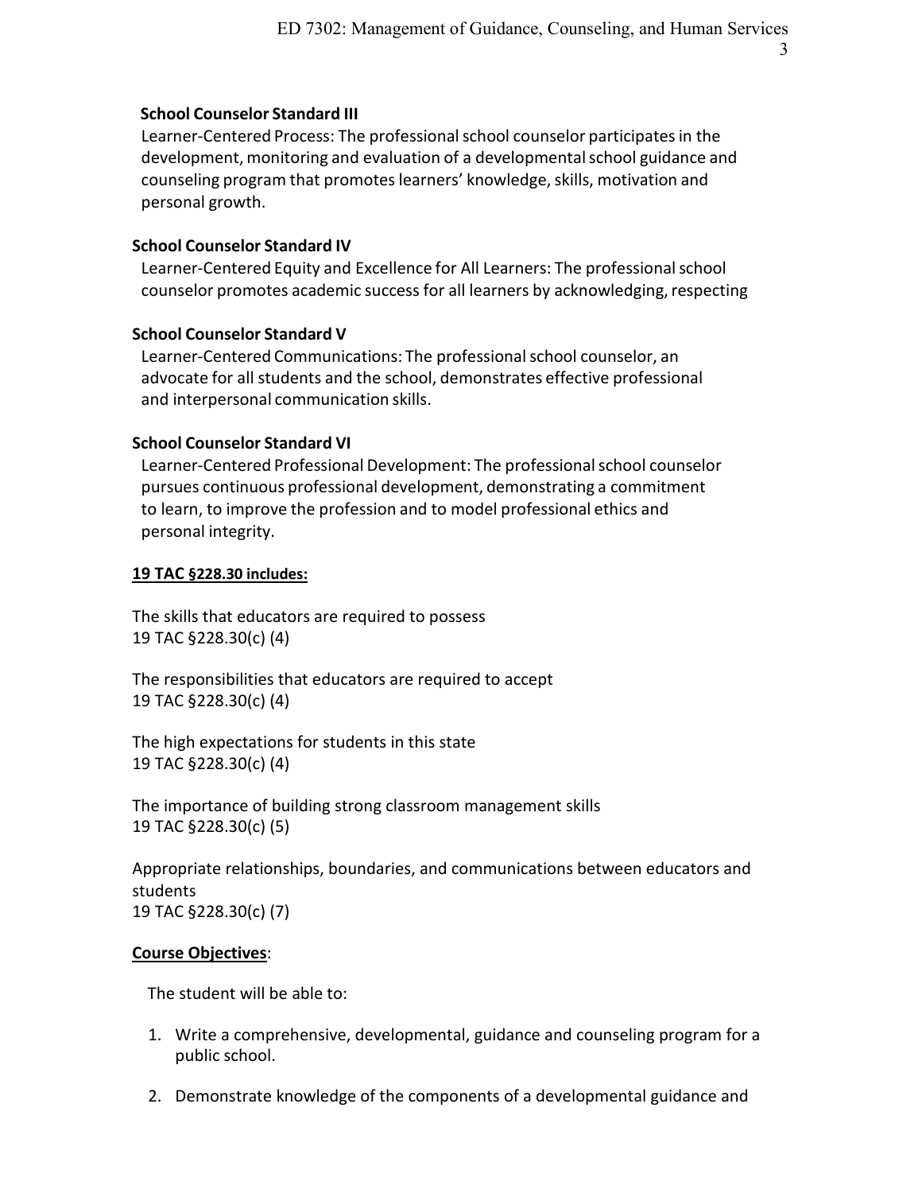**School Counselor Standard III**

Learner-Centered Process: The professional school counselor participates in the development, monitoring and evaluation of a developmental school guidance and counseling program that promotes learners' knowledge, skills, motivation and personal growth.

**School Counselor Standard IV**

Learner-Centered Equity and Excellence for All Learners: The professional school counselor promotes academic success for all learners by acknowledging, respecting

**School Counselor Standard V**

Learner-Centered Communications: The professional school counselor, an advocate for all students and the school, demonstrates effective professional and interpersonal communication skills.

**School Counselor Standard VI**

Learner-Centered Professional Development: The professional school counselor pursues continuous professional development, demonstrating a commitment to learn, to improve the profession and to model professional ethics and personal integrity.

**19 TAC §228.30 includes:**

The skills that educators are required to possess
19 TAC §228.30(c) (4)

The responsibilities that educators are required to accept
19 TAC §228.30(c) (4)

The high expectations for students in this state
19 TAC §228.30(c) (4)

The importance of building strong classroom management skills
19 TAC §228.30(c) (5)

Appropriate relationships, boundaries, and communications between educators and students
19 TAC §228.30(c) (7)

**Course Objectives**:

The student will be able to:

1. Write a comprehensive, developmental, guidance and counseling program for a public school.
2. Demonstrate knowledge of the components of a developmental guidance and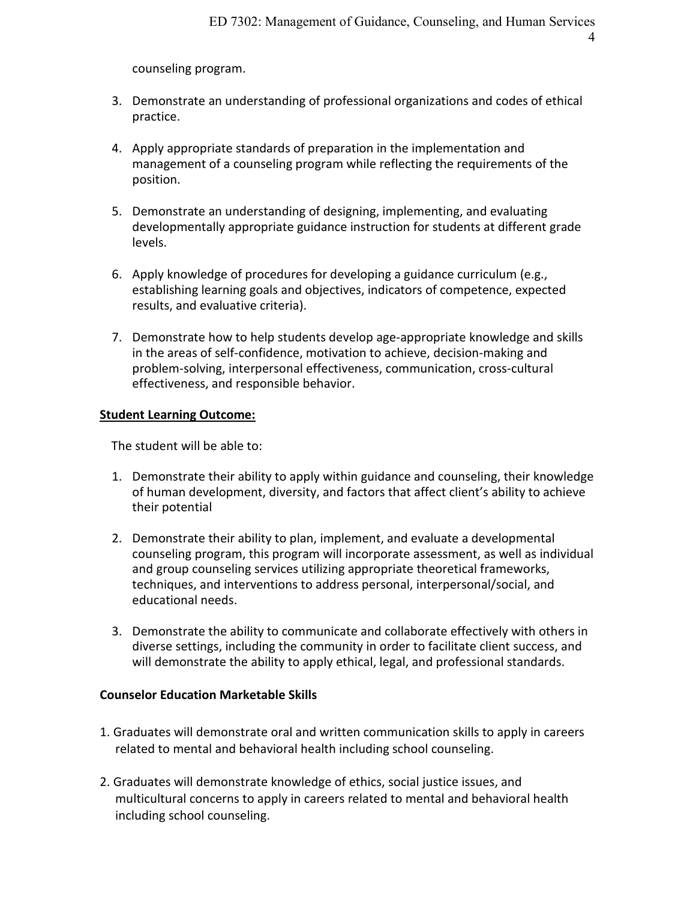counseling program.

3. Demonstrate an understanding of professional organizations and codes of ethical practice.

4. Apply appropriate standards of preparation in the implementation and management of a counseling program while reflecting the requirements of the position.

5. Demonstrate an understanding of designing, implementing, and evaluating developmentally appropriate guidance instruction for students at different grade levels.

6. Apply knowledge of procedures for developing a guidance curriculum (e.g., establishing learning goals and objectives, indicators of competence, expected results, and evaluative criteria).

7. Demonstrate how to help students develop age-appropriate knowledge and skills in the areas of self-confidence, motivation to achieve, decision-making and problem-solving, interpersonal effectiveness, communication, cross-cultural effectiveness, and responsible behavior.

**Student Learning Outcome:**

The student will be able to:

1. Demonstrate their ability to apply within guidance and counseling, their knowledge of human development, diversity, and factors that affect client's ability to achieve their potential

2. Demonstrate their ability to plan, implement, and evaluate a developmental counseling program, this program will incorporate assessment, as well as individual and group counseling services utilizing appropriate theoretical frameworks, techniques, and interventions to address personal, interpersonal/social, and educational needs.

3. Demonstrate the ability to communicate and collaborate effectively with others in diverse settings, including the community in order to facilitate client success, and will demonstrate the ability to apply ethical, legal, and professional standards.

**Counselor Education Marketable Skills**

1. Graduates will demonstrate oral and written communication skills to apply in careers related to mental and behavioral health including school counseling.

2. Graduates will demonstrate knowledge of ethics, social justice issues, and multicultural concerns to apply in careers related to mental and behavioral health including school counseling.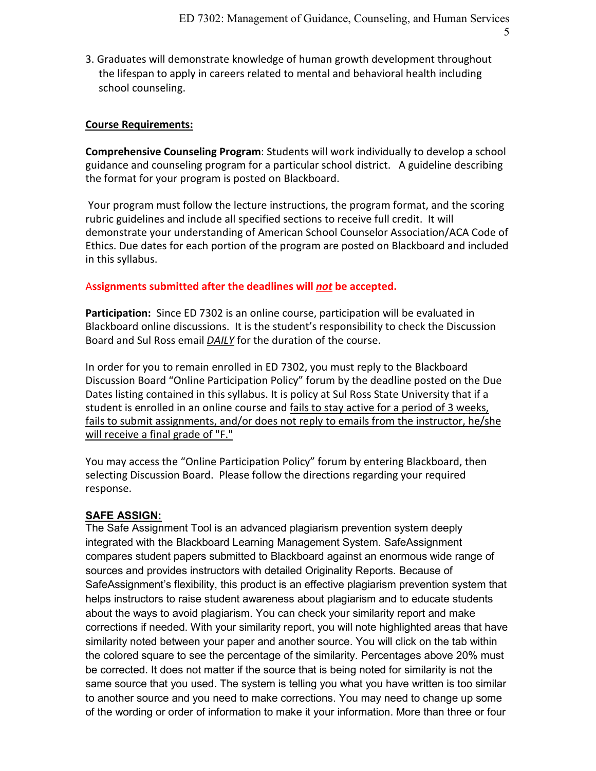3. Graduates will demonstrate knowledge of human growth development throughout the lifespan to apply in careers related to mental and behavioral health including school counseling.

**Course Requirements:**

**Comprehensive Counseling Program**: Students will work individually to develop a school guidance and counseling program for a particular school district. A guideline describing the format for your program is posted on Blackboard.

Your program must follow the lecture instructions, the program format, and the scoring rubric guidelines and include all specified sections to receive full credit. It will demonstrate your understanding of American School Counselor Association/ACA Code of Ethics. Due dates for each portion of the program are posted on Blackboard and included in this syllabus.

**Assignments submitted after the deadlines will *not* be accepted.**

**Participation:** Since ED 7302 is an online course, participation will be evaluated in Blackboard online discussions. It is the student's responsibility to check the Discussion Board and Sul Ross email *DAILY* for the duration of the course.

In order for you to remain enrolled in ED 7302, you must reply to the Blackboard Discussion Board "Online Participation Policy" forum by the deadline posted on the Due Dates listing contained in this syllabus. It is policy at Sul Ross State University that if a student is enrolled in an online course and fails to stay active for a period of 3 weeks, fails to submit assignments, and/or does not reply to emails from the instructor, he/she will receive a final grade of "F."

You may access the "Online Participation Policy" forum by entering Blackboard, then selecting Discussion Board. Please follow the directions regarding your required response.

**SAFE ASSIGN:**

The Safe Assignment Tool is an advanced plagiarism prevention system deeply integrated with the Blackboard Learning Management System. SafeAssignment compares student papers submitted to Blackboard against an enormous wide range of sources and provides instructors with detailed Originality Reports. Because of SafeAssignment's flexibility, this product is an effective plagiarism prevention system that helps instructors to raise student awareness about plagiarism and to educate students about the ways to avoid plagiarism. You can check your similarity report and make corrections if needed. With your similarity report, you will note highlighted areas that have similarity noted between your paper and another source. You will click on the tab within the colored square to see the percentage of the similarity. Percentages above 20% must be corrected. It does not matter if the source that is being noted for similarity is not the same source that you used. The system is telling you what you have written is too similar to another source and you need to make corrections. You may need to change up some of the wording or order of information to make it your information. More than three or four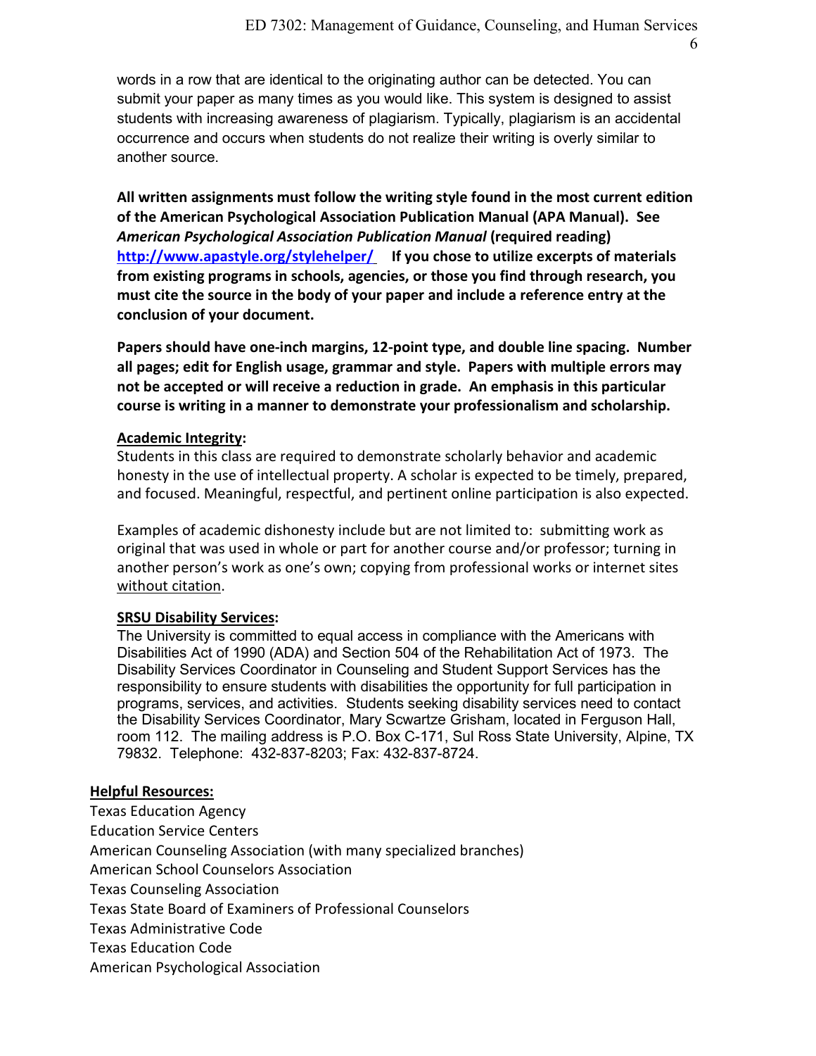words in a row that are identical to the originating author can be detected. You can submit your paper as many times as you would like. This system is designed to assist students with increasing awareness of plagiarism. Typically, plagiarism is an accidental occurrence and occurs when students do not realize their writing is overly similar to another source.

**All written assignments must follow the writing style found in the most current edition of the American Psychological Association Publication Manual (APA Manual). See *American Psychological Association Publication Manual* (required reading) [http://www.apastyle.org/stylehelper/](http://www.apastyle.org/stylehelper/) If you chose to utilize excerpts of materials from existing programs in schools, agencies, or those you find through research, you must cite the source in the body of your paper and include a reference entry at the conclusion of your document.**

**Papers should have one-inch margins, 12-point type, and double line spacing. Number all pages; edit for English usage, grammar and style. Papers with multiple errors may not be accepted or will receive a reduction in grade. An emphasis in this particular course is writing in a manner to demonstrate your professionalism and scholarship.**

**Academic Integrity:**

Students in this class are required to demonstrate scholarly behavior and academic honesty in the use of intellectual property. A scholar is expected to be timely, prepared, and focused. Meaningful, respectful, and pertinent online participation is also expected.

Examples of academic dishonesty include but are not limited to: submitting work as original that was used in whole or part for another course and/or professor; turning in another person's work as one's own; copying from professional works or internet sites without citation.

**SRSU Disability Services:**

The University is committed to equal access in compliance with the Americans with Disabilities Act of 1990 (ADA) and Section 504 of the Rehabilitation Act of 1973. The Disability Services Coordinator in Counseling and Student Support Services has the responsibility to ensure students with disabilities the opportunity for full participation in programs, services, and activities. Students seeking disability services need to contact the Disability Services Coordinator, Mary Scwartze Grisham, located in Ferguson Hall, room 112. The mailing address is P.O. Box C-171, Sul Ross State University, Alpine, TX 79832. Telephone: 432-837-8203; Fax: 432-837-8724.

**Helpful Resources:**

Texas Education Agency
Education Service Centers
American Counseling Association (with many specialized branches)
American School Counselors Association
Texas Counseling Association
Texas State Board of Examiners of Professional Counselors
Texas Administrative Code
Texas Education Code
American Psychological Association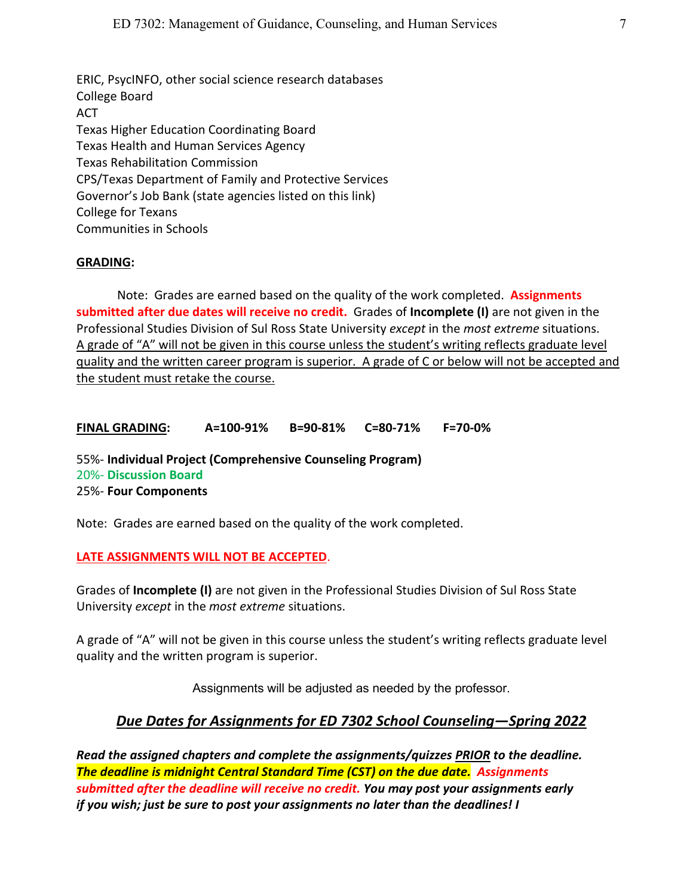ERIC, PsycINFO, other social science research databases
College Board
ACT
Texas Higher Education Coordinating Board
Texas Health and Human Services Agency
Texas Rehabilitation Commission
CPS/Texas Department of Family and Protective Services
Governor's Job Bank (state agencies listed on this link)
College for Texans
Communities in Schools

**GRADING:**

Note: Grades are earned based on the quality of the work completed. **Assignments submitted after due dates will receive no credit.** Grades of **Incomplete (I)** are not given in the Professional Studies Division of Sul Ross State University *except* in the *most extreme* situations. A grade of "A" will not be given in this course unless the student's writing reflects graduate level quality and the written career program is superior. A grade of C or below will not be accepted and the student must retake the course.

**FINAL GRADING:** **A=100-91%** **B=90-81%** **C=80-71%** **F=70-0%**

55%- **Individual Project (Comprehensive Counseling Program)**
20%- **Discussion Board**
25%- **Four Components**

Note: Grades are earned based on the quality of the work completed.

**LATE ASSIGNMENTS WILL NOT BE ACCEPTED**.

Grades of **Incomplete (I)** are not given in the Professional Studies Division of Sul Ross State University *except* in the *most extreme* situations.

A grade of "A" will not be given in this course unless the student's writing reflects graduate level quality and the written program is superior.

Assignments will be adjusted as needed by the professor.

## ***Due Dates for Assignments for ED 7302 School Counseling—Spring 2022***

***Read the assigned chapters and complete the assignments/quizzes PRIOR to the deadline. The deadline is midnight Central Standard Time (CST) on the due date. Assignments submitted after the deadline will receive no credit. You may post your assignments early if you wish; just be sure to post your assignments no later than the deadlines! I***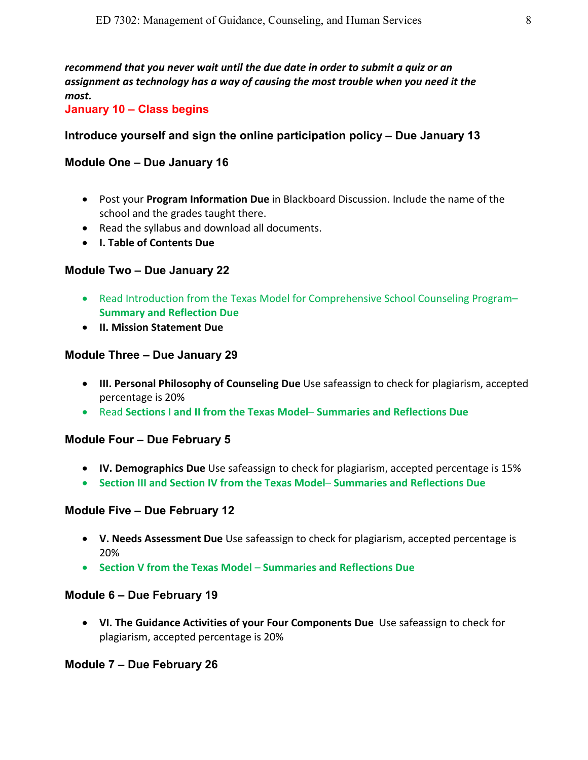***recommend that you never wait until the due date in order to submit a quiz or an assignment as technology has a way of causing the most trouble when you need it the most.***

**January 10 – Class begins**

### Introduce yourself and sign the online participation policy – Due January 13

### Module One – Due January 16

- Post your **Program Information Due** in Blackboard Discussion. Include the name of the school and the grades taught there.
- Read the syllabus and download all documents.
- **I. Table of Contents Due**

### Module Two – Due January 22

- Read Introduction from the Texas Model for Comprehensive School Counseling Program– **Summary and Reflection Due**
- **II. Mission Statement Due**

### Module Three – Due January 29

- **III. Personal Philosophy of Counseling Due** Use safeassign to check for plagiarism, accepted percentage is 20%
- Read **Sections I and II from the Texas Model**– **Summaries and Reflections Due**

### Module Four – Due February 5

- **IV. Demographics Due** Use safeassign to check for plagiarism, accepted percentage is 15%
- **Section III and Section IV from the Texas Model**– **Summaries and Reflections Due**

### Module Five – Due February 12

- **V. Needs Assessment Due** Use safeassign to check for plagiarism, accepted percentage is 20%
- **Section V from the Texas Model** – **Summaries and Reflections Due**

### Module 6 – Due February 19

- **VI. The Guidance Activities of your Four Components Due** Use safeassign to check for plagiarism, accepted percentage is 20%

### Module 7 – Due February 26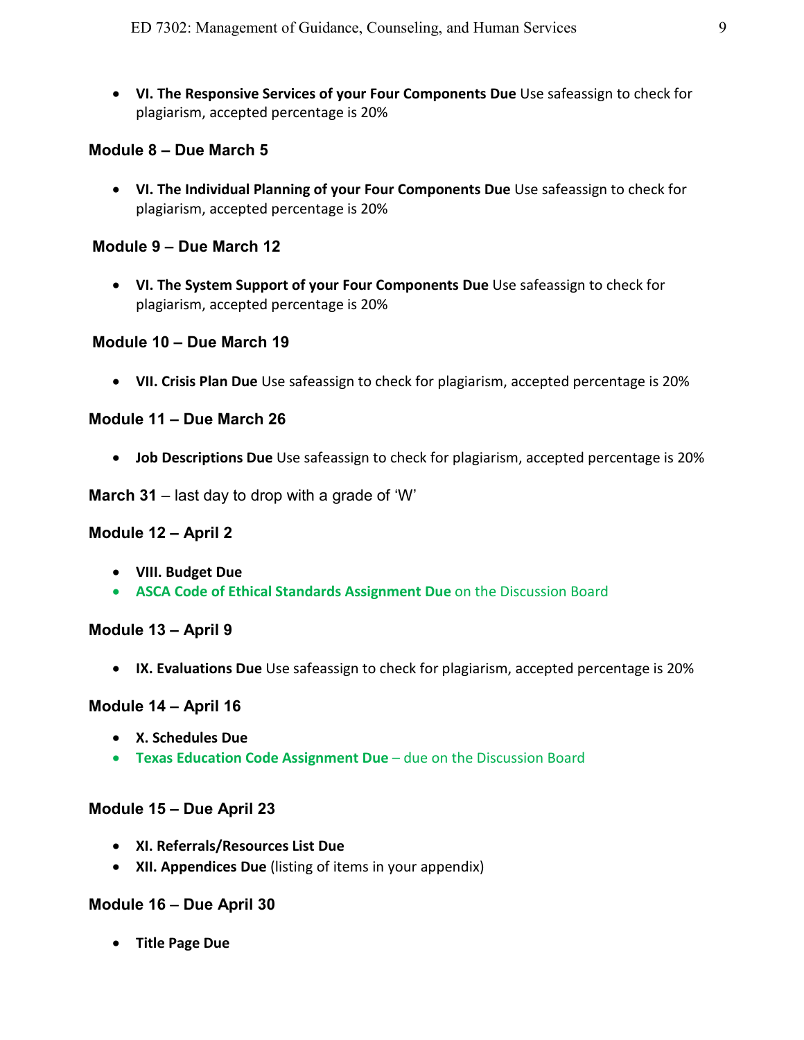- **VI. The Responsive Services of your Four Components Due** Use safeassign to check for plagiarism, accepted percentage is 20%

### Module 8 – Due March 5

- **VI. The Individual Planning of your Four Components Due** Use safeassign to check for plagiarism, accepted percentage is 20%

### Module 9 – Due March 12

- **VI. The System Support of your Four Components Due** Use safeassign to check for plagiarism, accepted percentage is 20%

### Module 10 – Due March 19

- **VII. Crisis Plan Due** Use safeassign to check for plagiarism, accepted percentage is 20%

### Module 11 – Due March 26

- **Job Descriptions Due** Use safeassign to check for plagiarism, accepted percentage is 20%

**March 31** – last day to drop with a grade of 'W'

### Module 12 – April 2

- **VIII. Budget Due**
- **ASCA Code of Ethical Standards Assignment Due** on the Discussion Board

### Module 13 – April 9

- **IX. Evaluations Due** Use safeassign to check for plagiarism, accepted percentage is 20%

### Module 14 – April 16

- **X. Schedules Due**
- **Texas Education Code Assignment Due** – due on the Discussion Board

### Module 15 – Due April 23

- **XI. Referrals/Resources List Due**
- **XII. Appendices Due** (listing of items in your appendix)

### Module 16 – Due April 30

- **Title Page Due**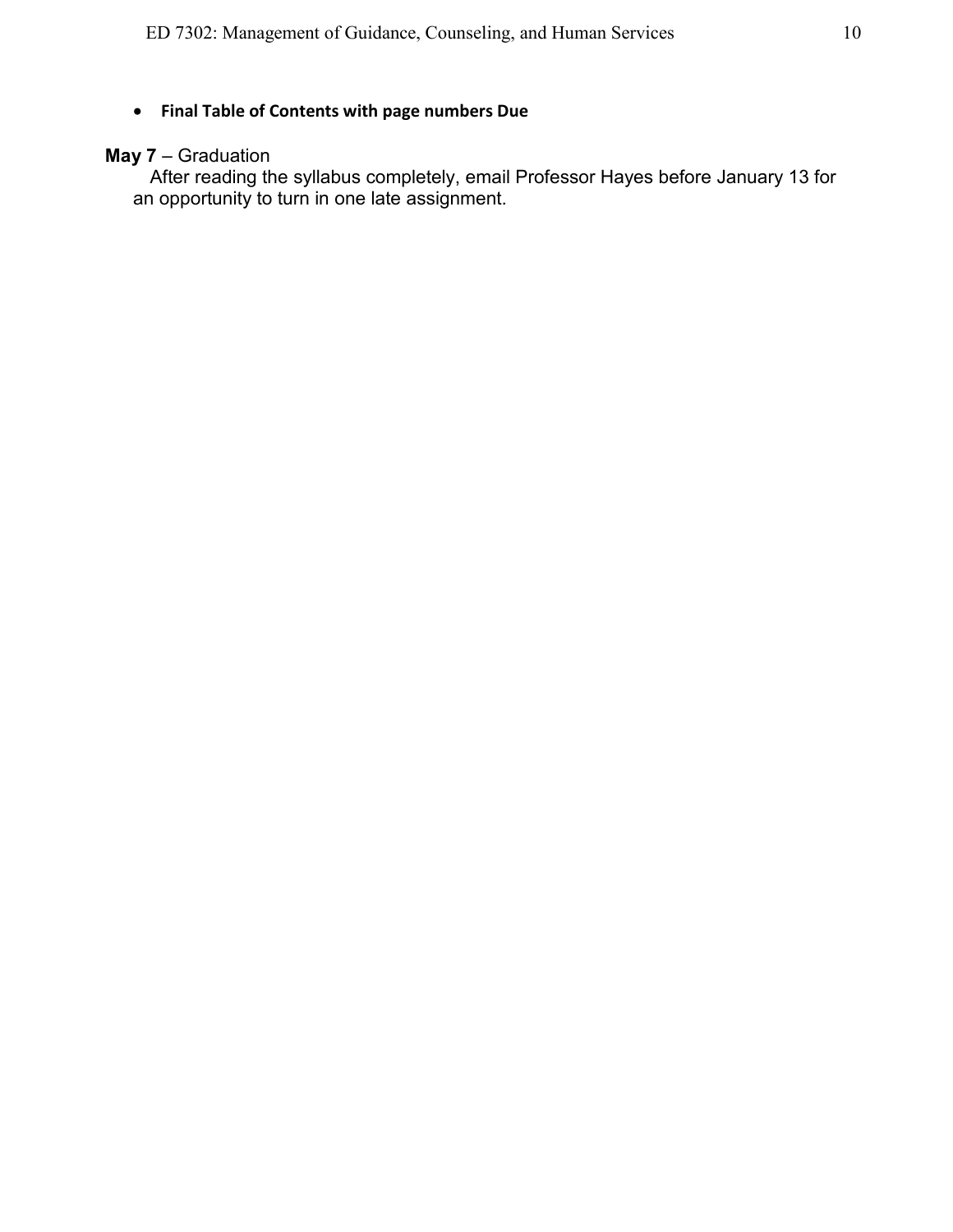- **Final Table of Contents with page numbers Due**

**May 7** – Graduation

After reading the syllabus completely, email Professor Hayes before January 13 for an opportunity to turn in one late assignment.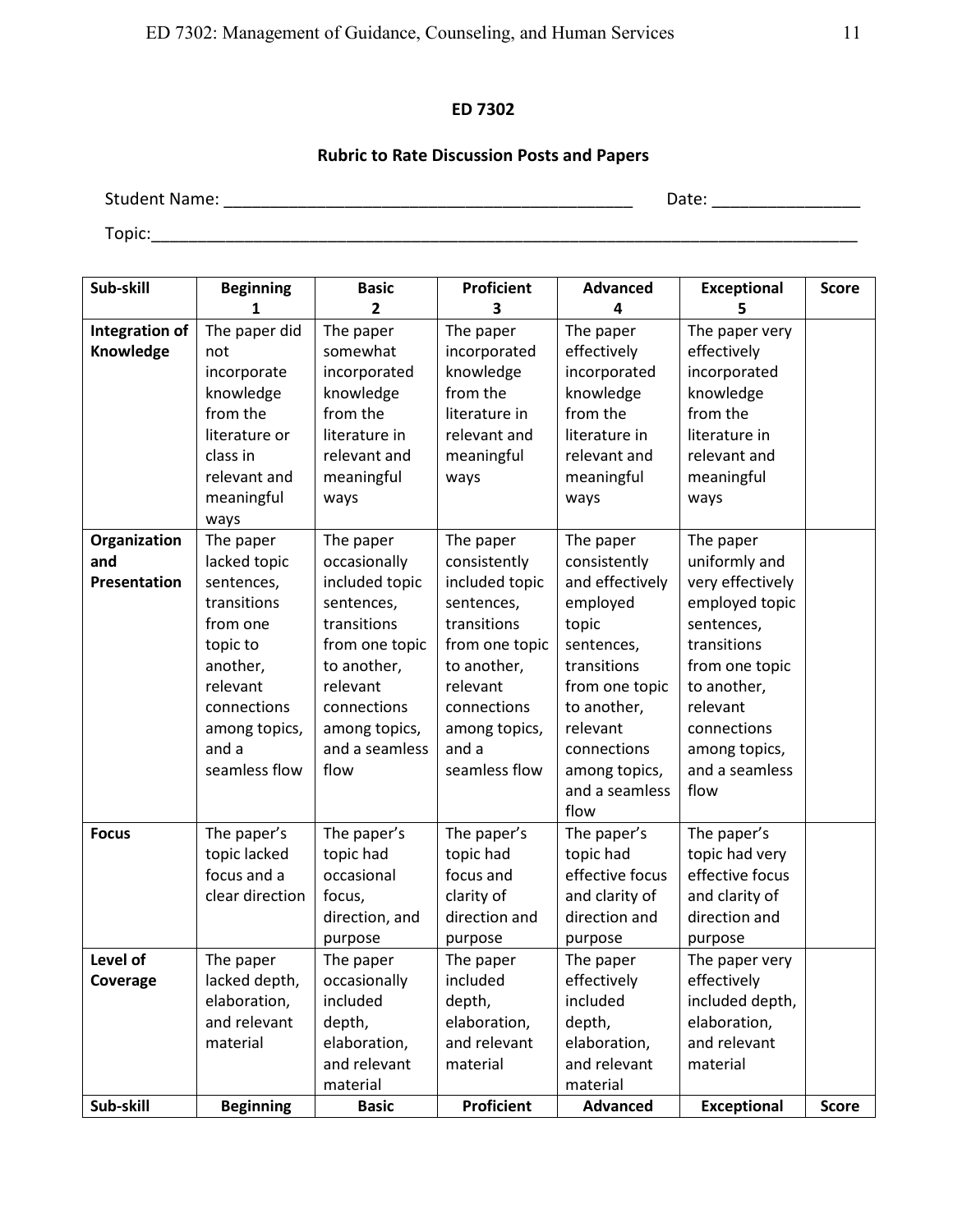## ED 7302

### Rubric to Rate Discussion Posts and Papers

Student Name: ______________________________________________ Date: ________________

Topic:_______________________________________________________________________________

| Sub-skill | Beginning<br>1 | Basic<br>2 | Proficient<br>3 | Advanced<br>4 | Exceptional<br>5 | Score |
|---|---|---|---|---|---|---|
| **Integration of Knowledge** | The paper did not incorporate knowledge from the literature or class in relevant and meaningful ways | The paper somewhat incorporated knowledge from the literature in relevant and meaningful ways | The paper incorporated knowledge from the literature in relevant and meaningful ways | The paper effectively incorporated knowledge from the literature in relevant and meaningful ways | The paper very effectively incorporated knowledge from the literature in relevant and meaningful ways | |
| **Organization and Presentation** | The paper lacked topic sentences, transitions from one topic to another, relevant connections among topics, and a seamless flow | The paper occasionally included topic sentences, transitions from one topic to another, relevant connections among topics, and a seamless flow | The paper consistently included topic sentences, transitions from one topic to another, relevant connections among topics, and a seamless flow | The paper consistently and effectively employed topic sentences, transitions from one topic to another, relevant connections among topics, and a seamless flow | The paper uniformly and very effectively employed topic sentences, transitions from one topic to another, relevant connections among topics, and a seamless flow | |
| **Focus** | The paper's topic lacked focus and a clear direction | The paper's topic had occasional focus, direction, and purpose | The paper's topic had focus and clarity of direction and purpose | The paper's topic had effective focus and clarity of direction and purpose | The paper's topic had very effective focus and clarity of direction and purpose | |
| **Level of Coverage** | The paper lacked depth, elaboration, and relevant material | The paper occasionally included depth, elaboration, and relevant material | The paper included depth, elaboration, and relevant material | The paper effectively included depth, elaboration, and relevant material | The paper very effectively included depth, elaboration, and relevant material | |
| **Sub-skill** | **Beginning** | **Basic** | **Proficient** | **Advanced** | **Exceptional** | **Score** |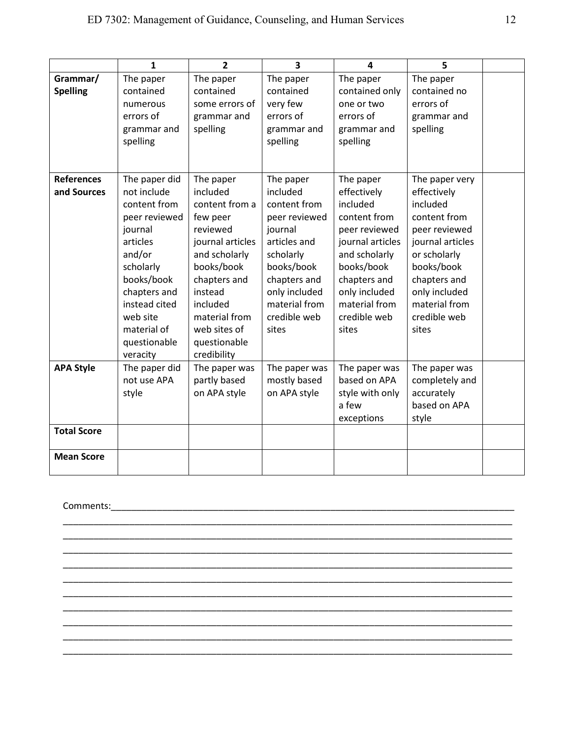| | **1** | **2** | **3** | **4** | **5** | |
|---|---|---|---|---|---|---|
| **Grammar/ Spelling** | The paper contained numerous errors of grammar and spelling | The paper contained some errors of grammar and spelling | The paper contained very few errors of grammar and spelling | The paper contained only one or two errors of grammar and spelling | The paper contained no errors of grammar and spelling | |
| **References and Sources** | The paper did not include content from peer reviewed journal articles and/or scholarly books/book chapters and instead cited web site material of questionable veracity | The paper included content from a few peer reviewed journal articles and scholarly books/book chapters and instead included material from web sites of questionable credibility | The paper included content from peer reviewed journal articles and scholarly books/book chapters and only included material from credible web sites | The paper effectively included content from peer reviewed journal articles and scholarly books/book chapters and only included material from credible web sites | The paper very effectively included content from peer reviewed journal articles or scholarly books/book chapters and only included material from credible web sites | |
| **APA Style** | The paper did not use APA style | The paper was partly based on APA style | The paper was mostly based on APA style | The paper was based on APA style with only a few exceptions | The paper was completely and accurately based on APA style | |
| **Total Score** | | | | | | |
| **Mean Score** | | | | | | |

Comments:______________________________________________________________________________

______________________________________________________________________________________

______________________________________________________________________________________

______________________________________________________________________________________

______________________________________________________________________________________

______________________________________________________________________________________

______________________________________________________________________________________

______________________________________________________________________________________

______________________________________________________________________________________

______________________________________________________________________________________

______________________________________________________________________________________